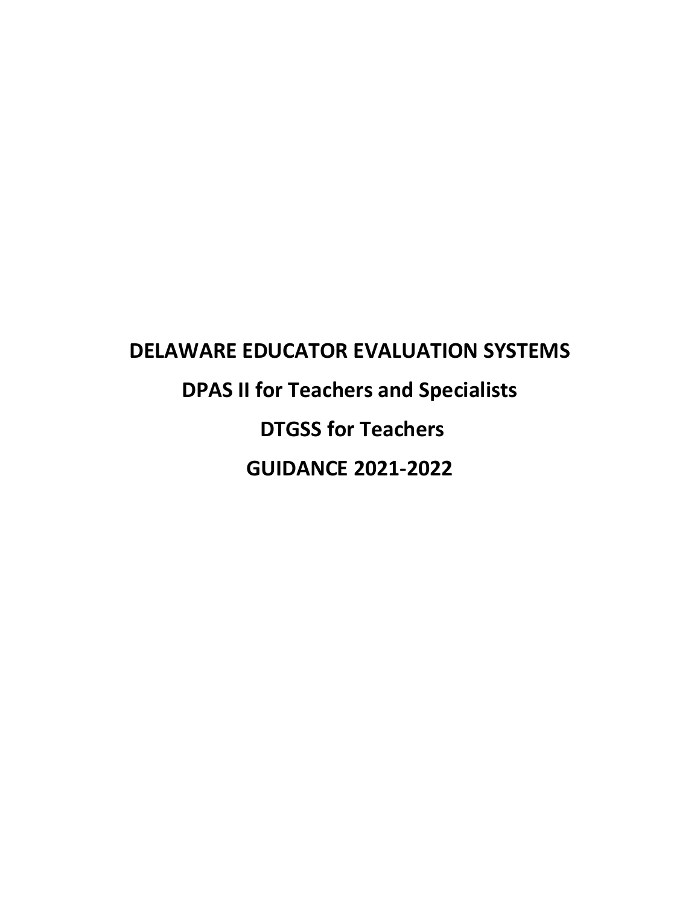# DELAWARE EDUCATOR EVALUATION SYSTEMS

## DPAS II for Teachers and Specialists

## DTGSS for Teachers

## GUIDANCE 2021-2022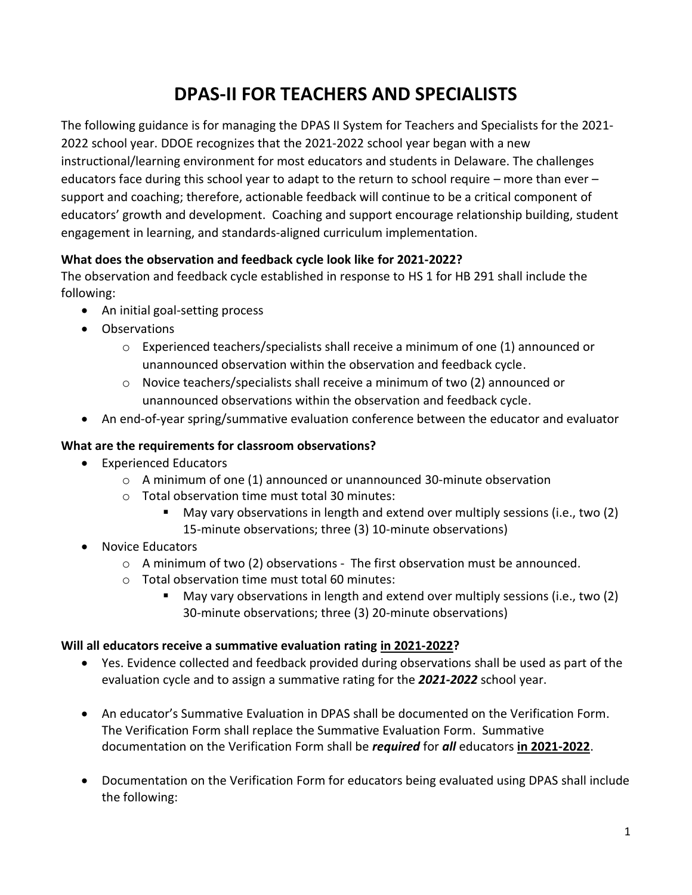# DPAS-II FOR TEACHERS AND SPECIALISTS

The following guidance is for managing the DPAS II System for Teachers and Specialists for the 2021-2022 school year. DDOE recognizes that the 2021-2022 school year began with a new instructional/learning environment for most educators and students in Delaware. The challenges educators face during this school year to adapt to the return to school require – more than ever – support and coaching; therefore, actionable feedback will continue to be a critical component of educators' growth and development. Coaching and support encourage relationship building, student engagement in learning, and standards-aligned curriculum implementation.

**What does the observation and feedback cycle look like for 2021-2022?**

The observation and feedback cycle established in response to HS 1 for HB 291 shall include the following:

- An initial goal-setting process
- Observations
  - Experienced teachers/specialists shall receive a minimum of one (1) announced or unannounced observation within the observation and feedback cycle.
  - Novice teachers/specialists shall receive a minimum of two (2) announced or unannounced observations within the observation and feedback cycle.
- An end-of-year spring/summative evaluation conference between the educator and evaluator

**What are the requirements for classroom observations?**

- Experienced Educators
  - A minimum of one (1) announced or unannounced 30-minute observation
  - Total observation time must total 30 minutes:
    - May vary observations in length and extend over multiply sessions (i.e., two (2) 15-minute observations; three (3) 10-minute observations)
- Novice Educators
  - A minimum of two (2) observations - The first observation must be announced.
  - Total observation time must total 60 minutes:
    - May vary observations in length and extend over multiply sessions (i.e., two (2) 30-minute observations; three (3) 20-minute observations)

**Will all educators receive a summative evaluation rating <u>in 2021-2022</u>?**

- Yes. Evidence collected and feedback provided during observations shall be used as part of the evaluation cycle and to assign a summative rating for the ***2021-2022*** school year.
- An educator's Summative Evaluation in DPAS shall be documented on the Verification Form. The Verification Form shall replace the Summative Evaluation Form. Summative documentation on the Verification Form shall be ***required*** for ***all*** educators **<u>in 2021-2022</u>**.
- Documentation on the Verification Form for educators being evaluated using DPAS shall include the following: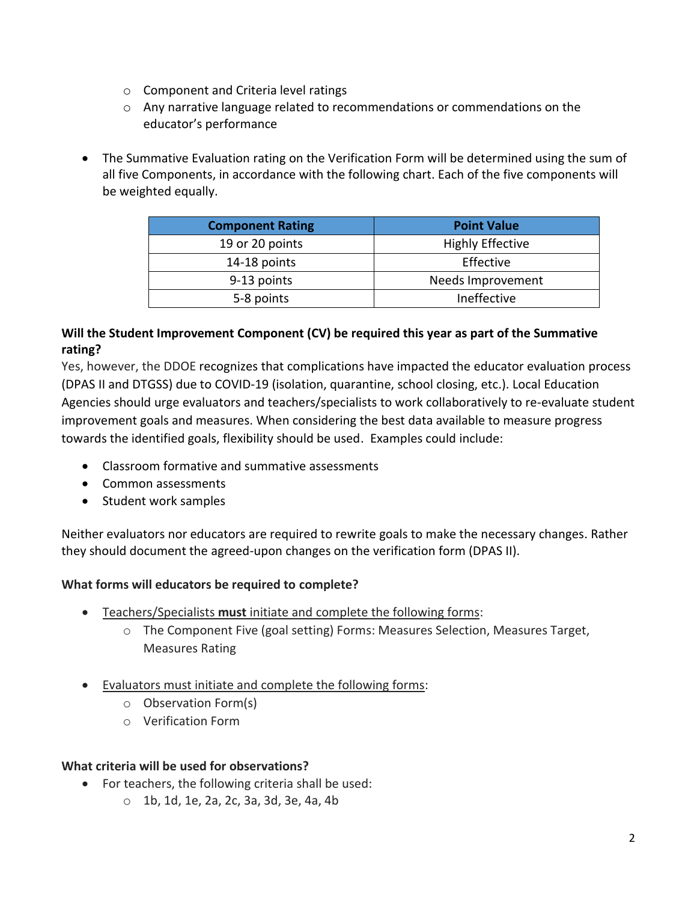- Component and Criteria level ratings
- Any narrative language related to recommendations or commendations on the educator's performance

- The Summative Evaluation rating on the Verification Form will be determined using the sum of all five Components, in accordance with the following chart. Each of the five components will be weighted equally.

| Component Rating | Point Value |
|---|---|
| 19 or 20 points | Highly Effective |
| 14-18 points | Effective |
| 9-13 points | Needs Improvement |
| 5-8 points | Ineffective |

**Will the Student Improvement Component (CV) be required this year as part of the Summative rating?**

Yes, however, the DDOE recognizes that complications have impacted the educator evaluation process (DPAS II and DTGSS) due to COVID-19 (isolation, quarantine, school closing, etc.). Local Education Agencies should urge evaluators and teachers/specialists to work collaboratively to re-evaluate student improvement goals and measures. When considering the best data available to measure progress towards the identified goals, flexibility should be used. Examples could include:

- Classroom formative and summative assessments
- Common assessments
- Student work samples

Neither evaluators nor educators are required to rewrite goals to make the necessary changes. Rather they should document the agreed-upon changes on the verification form (DPAS II).

**What forms will educators be required to complete?**

- Teachers/Specialists **must** initiate and complete the following forms:
  - The Component Five (goal setting) Forms: Measures Selection, Measures Target, Measures Rating

- Evaluators must initiate and complete the following forms:
  - Observation Form(s)
  - Verification Form

**What criteria will be used for observations?**

- For teachers, the following criteria shall be used:
  - 1b, 1d, 1e, 2a, 2c, 3a, 3d, 3e, 4a, 4b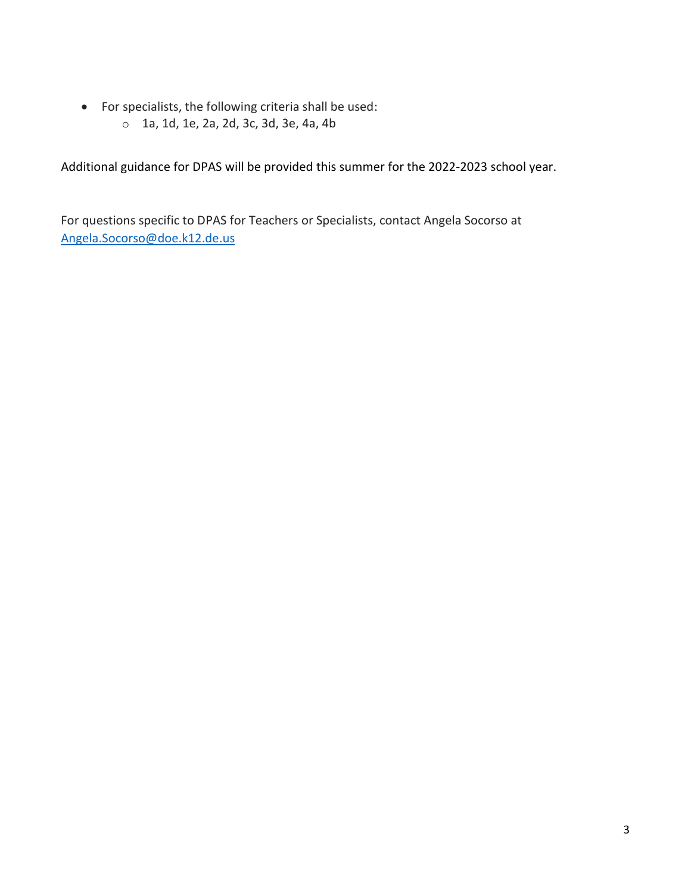- For specialists, the following criteria shall be used:
    - 1a, 1d, 1e, 2a, 2d, 3c, 3d, 3e, 4a, 4b

Additional guidance for DPAS will be provided this summer for the 2022-2023 school year.

For questions specific to DPAS for Teachers or Specialists, contact Angela Socorso at [Angela.Socorso@doe.k12.de.us](mailto:Angela.Socorso@doe.k12.de.us)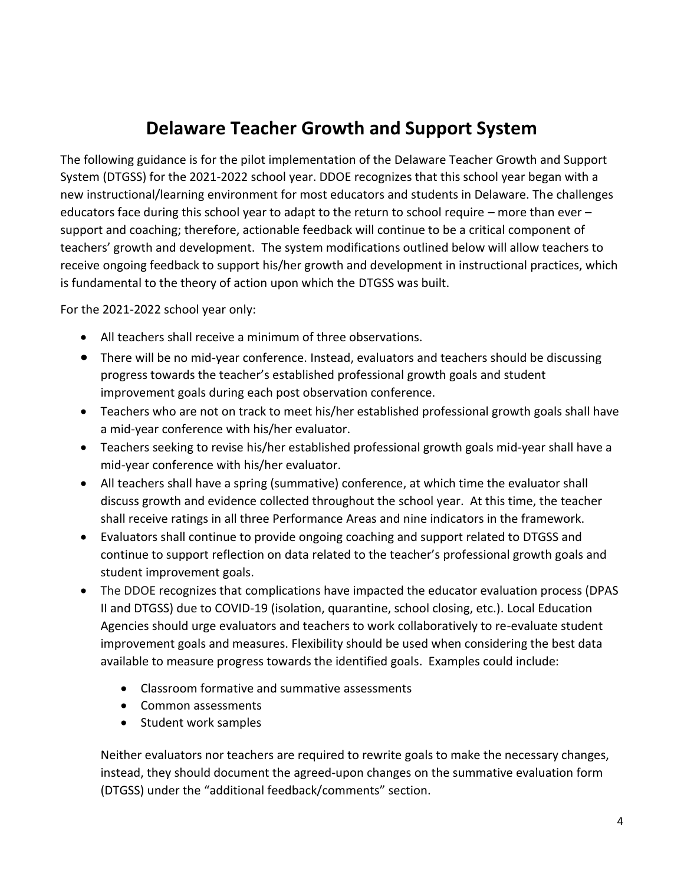# Delaware Teacher Growth and Support System

The following guidance is for the pilot implementation of the Delaware Teacher Growth and Support System (DTGSS) for the 2021-2022 school year. DDOE recognizes that this school year began with a new instructional/learning environment for most educators and students in Delaware. The challenges educators face during this school year to adapt to the return to school require – more than ever – support and coaching; therefore, actionable feedback will continue to be a critical component of teachers' growth and development. The system modifications outlined below will allow teachers to receive ongoing feedback to support his/her growth and development in instructional practices, which is fundamental to the theory of action upon which the DTGSS was built.

For the 2021-2022 school year only:

- All teachers shall receive a minimum of three observations.
- There will be no mid-year conference. Instead, evaluators and teachers should be discussing progress towards the teacher's established professional growth goals and student improvement goals during each post observation conference.
- Teachers who are not on track to meet his/her established professional growth goals shall have a mid-year conference with his/her evaluator.
- Teachers seeking to revise his/her established professional growth goals mid-year shall have a mid-year conference with his/her evaluator.
- All teachers shall have a spring (summative) conference, at which time the evaluator shall discuss growth and evidence collected throughout the school year. At this time, the teacher shall receive ratings in all three Performance Areas and nine indicators in the framework.
- Evaluators shall continue to provide ongoing coaching and support related to DTGSS and continue to support reflection on data related to the teacher's professional growth goals and student improvement goals.
- The DDOE recognizes that complications have impacted the educator evaluation process (DPAS II and DTGSS) due to COVID-19 (isolation, quarantine, school closing, etc.). Local Education Agencies should urge evaluators and teachers to work collaboratively to re-evaluate student improvement goals and measures. Flexibility should be used when considering the best data available to measure progress towards the identified goals. Examples could include:
  - Classroom formative and summative assessments
  - Common assessments
  - Student work samples

  Neither evaluators nor teachers are required to rewrite goals to make the necessary changes, instead, they should document the agreed-upon changes on the summative evaluation form (DTGSS) under the "additional feedback/comments" section.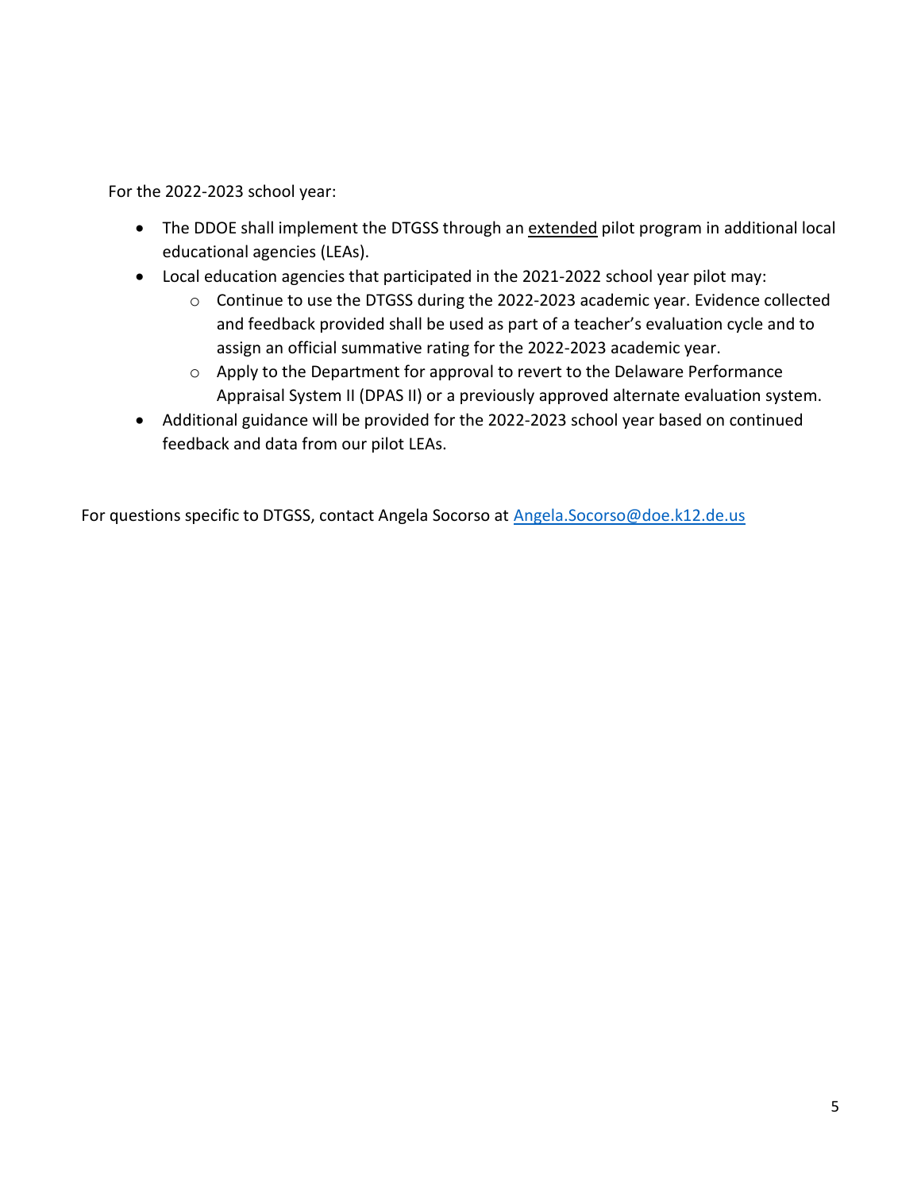For the 2022-2023 school year:

- The DDOE shall implement the DTGSS through an <u>extended</u> pilot program in additional local educational agencies (LEAs).
- Local education agencies that participated in the 2021-2022 school year pilot may:
  - Continue to use the DTGSS during the 2022-2023 academic year. Evidence collected and feedback provided shall be used as part of a teacher's evaluation cycle and to assign an official summative rating for the 2022-2023 academic year.
  - Apply to the Department for approval to revert to the Delaware Performance Appraisal System II (DPAS II) or a previously approved alternate evaluation system.
- Additional guidance will be provided for the 2022-2023 school year based on continued feedback and data from our pilot LEAs.

For questions specific to DTGSS, contact Angela Socorso at [Angela.Socorso@doe.k12.de.us](mailto:Angela.Socorso@doe.k12.de.us)